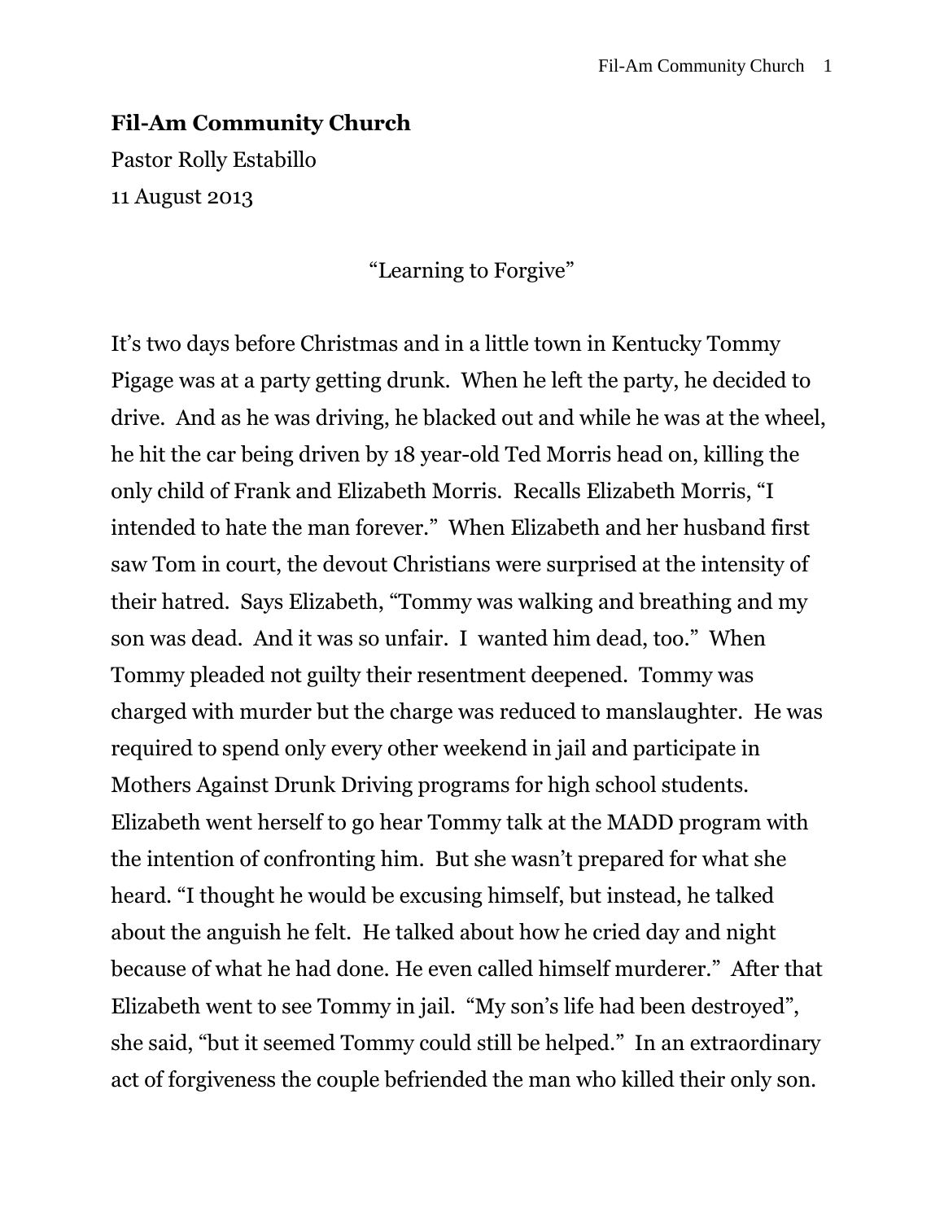**Fil-Am Community Church**

Pastor Rolly Estabillo

11 August 2013

“Learning to Forgive”

It’s two days before Christmas and in a little town in Kentucky Tommy Pigage was at a party getting drunk. When he left the party, he decided to drive. And as he was driving, he blacked out and while he was at the wheel, he hit the car being driven by 18 year-old Ted Morris head on, killing the only child of Frank and Elizabeth Morris. Recalls Elizabeth Morris, “I intended to hate the man forever.” When Elizabeth and her husband first saw Tom in court, the devout Christians were surprised at the intensity of their hatred. Says Elizabeth, “Tommy was walking and breathing and my son was dead. And it was so unfair. I wanted him dead, too.” When Tommy pleaded not guilty their resentment deepened. Tommy was charged with murder but the charge was reduced to manslaughter. He was required to spend only every other weekend in jail and participate in Mothers Against Drunk Driving programs for high school students. Elizabeth went herself to go hear Tommy talk at the MADD program with the intention of confronting him. But she wasn’t prepared for what she heard. “I thought he would be excusing himself, but instead, he talked about the anguish he felt. He talked about how he cried day and night because of what he had done. He even called himself murderer.” After that Elizabeth went to see Tommy in jail. “My son’s life had been destroyed”, she said, “but it seemed Tommy could still be helped.” In an extraordinary act of forgiveness the couple befriended the man who killed their only son.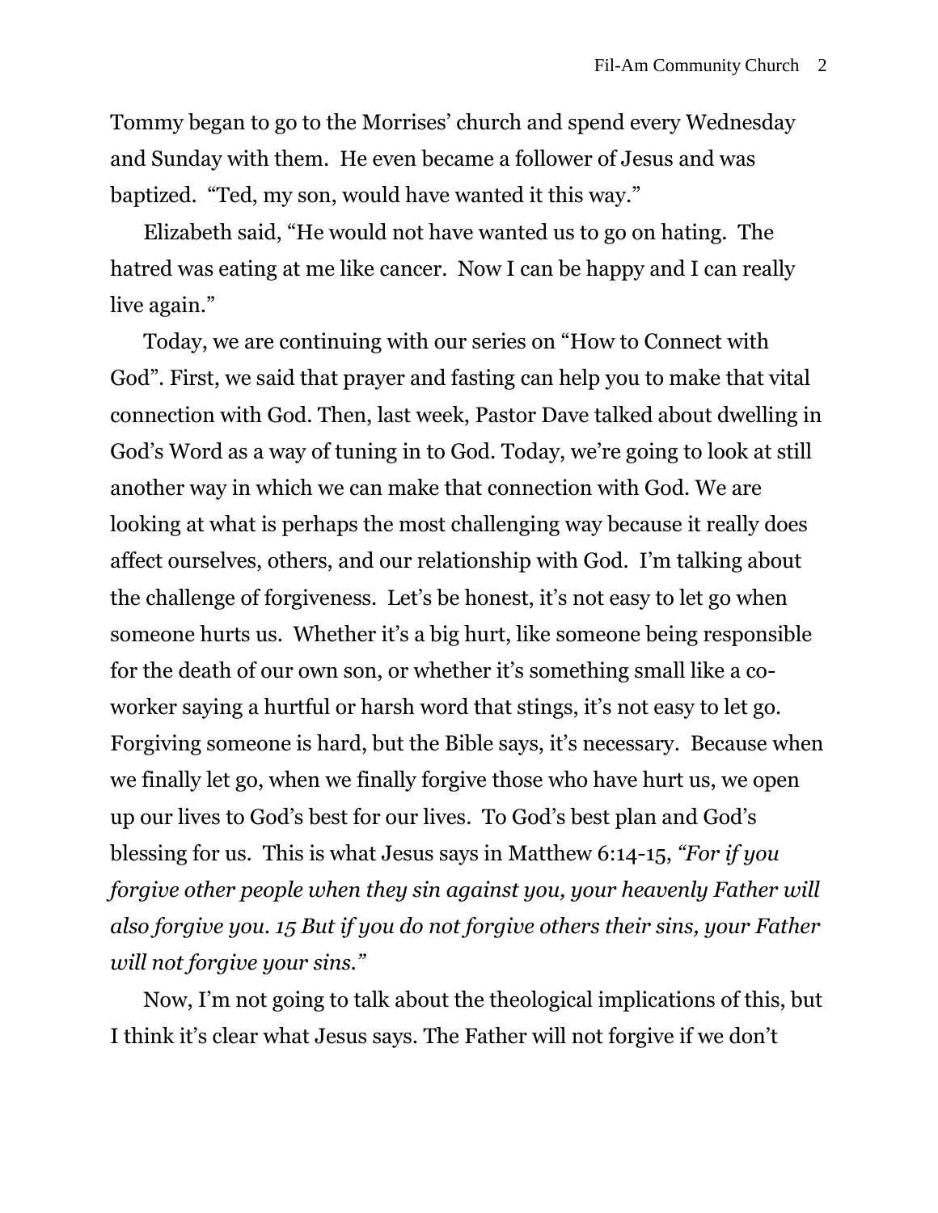Tommy began to go to the Morrises' church and spend every Wednesday and Sunday with them. He even became a follower of Jesus and was baptized. "Ted, my son, would have wanted it this way."

Elizabeth said, "He would not have wanted us to go on hating. The hatred was eating at me like cancer. Now I can be happy and I can really live again."

Today, we are continuing with our series on "How to Connect with God". First, we said that prayer and fasting can help you to make that vital connection with God. Then, last week, Pastor Dave talked about dwelling in God's Word as a way of tuning in to God. Today, we're going to look at still another way in which we can make that connection with God. We are looking at what is perhaps the most challenging way because it really does affect ourselves, others, and our relationship with God. I'm talking about the challenge of forgiveness. Let's be honest, it's not easy to let go when someone hurts us. Whether it's a big hurt, like someone being responsible for the death of our own son, or whether it's something small like a co-worker saying a hurtful or harsh word that stings, it's not easy to let go. Forgiving someone is hard, but the Bible says, it's necessary. Because when we finally let go, when we finally forgive those who have hurt us, we open up our lives to God's best for our lives. To God's best plan and God's blessing for us. This is what Jesus says in Matthew 6:14-15, *"For if you forgive other people when they sin against you, your heavenly Father will also forgive you. 15 But if you do not forgive others their sins, your Father will not forgive your sins."*

Now, I'm not going to talk about the theological implications of this, but I think it's clear what Jesus says. The Father will not forgive if we don't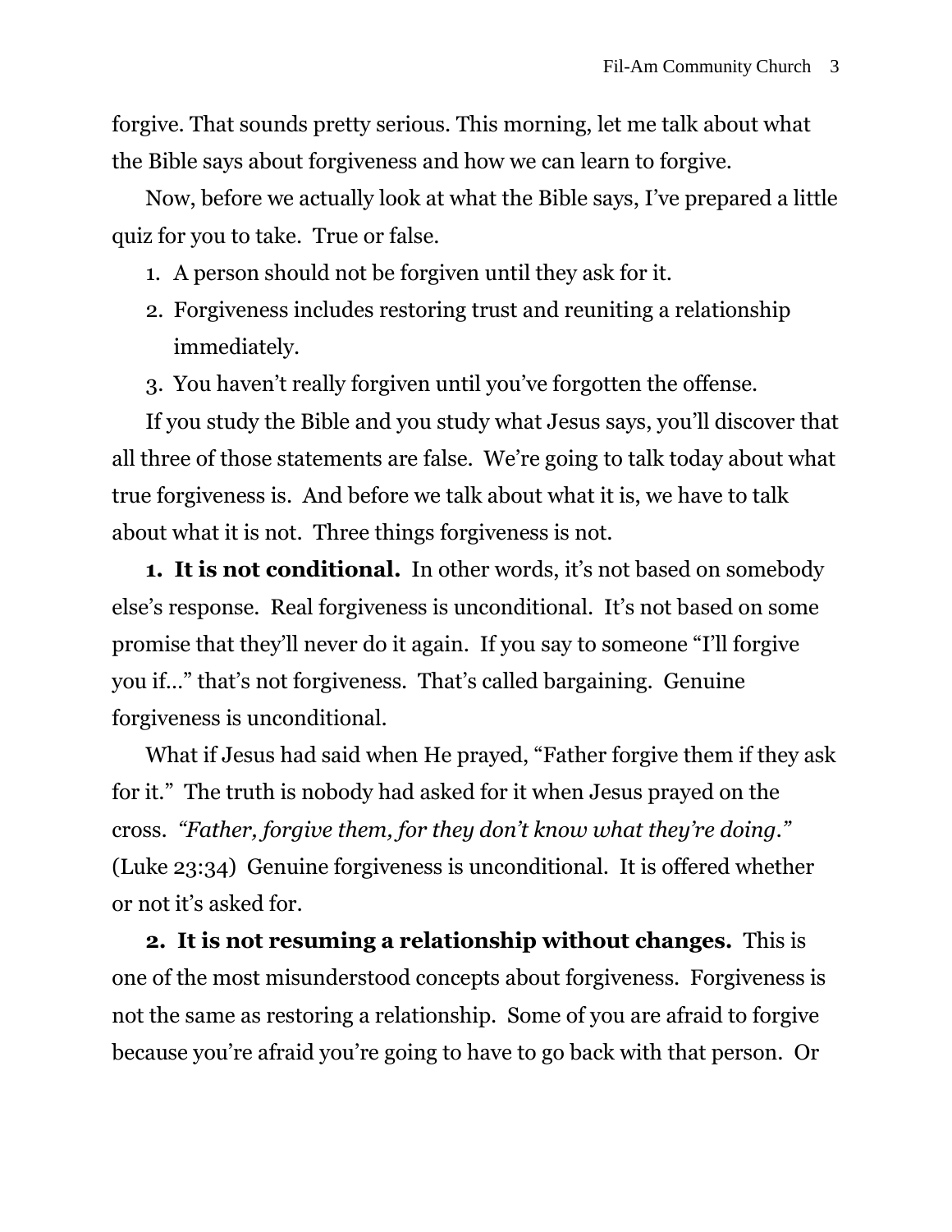forgive. That sounds pretty serious. This morning, let me talk about what the Bible says about forgiveness and how we can learn to forgive.

Now, before we actually look at what the Bible says, I've prepared a little quiz for you to take. True or false.

1. A person should not be forgiven until they ask for it.
2. Forgiveness includes restoring trust and reuniting a relationship immediately.
3. You haven't really forgiven until you've forgotten the offense.

If you study the Bible and you study what Jesus says, you'll discover that all three of those statements are false. We're going to talk today about what true forgiveness is. And before we talk about what it is, we have to talk about what it is not. Three things forgiveness is not.

**1. It is not conditional.** In other words, it's not based on somebody else's response. Real forgiveness is unconditional. It's not based on some promise that they'll never do it again. If you say to someone "I'll forgive you if…" that's not forgiveness. That's called bargaining. Genuine forgiveness is unconditional.

What if Jesus had said when He prayed, "Father forgive them if they ask for it." The truth is nobody had asked for it when Jesus prayed on the cross. *"Father, forgive them, for they don't know what they're doing."* (Luke 23:34) Genuine forgiveness is unconditional. It is offered whether or not it's asked for.

**2. It is not resuming a relationship without changes.** This is one of the most misunderstood concepts about forgiveness. Forgiveness is not the same as restoring a relationship. Some of you are afraid to forgive because you're afraid you're going to have to go back with that person. Or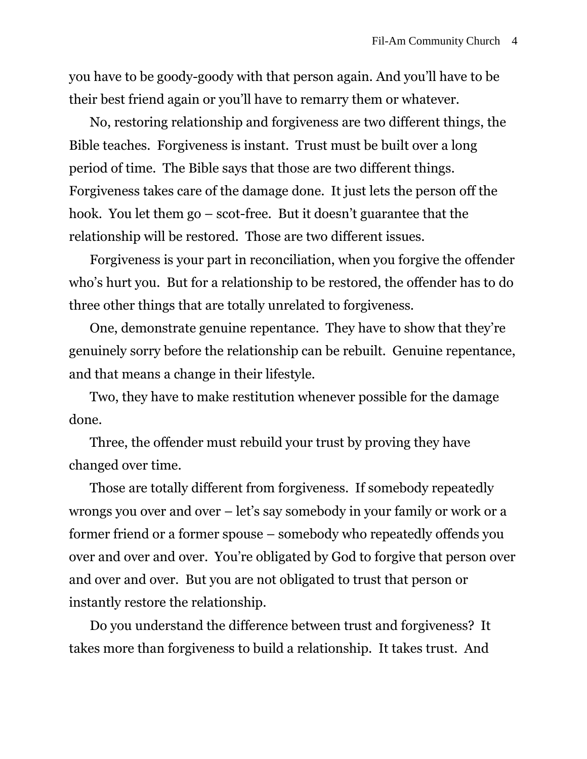you have to be goody-goody with that person again. And you'll have to be their best friend again or you'll have to remarry them or whatever.

No, restoring relationship and forgiveness are two different things, the Bible teaches. Forgiveness is instant. Trust must be built over a long period of time. The Bible says that those are two different things. Forgiveness takes care of the damage done. It just lets the person off the hook. You let them go – scot-free. But it doesn't guarantee that the relationship will be restored. Those are two different issues.

Forgiveness is your part in reconciliation, when you forgive the offender who's hurt you. But for a relationship to be restored, the offender has to do three other things that are totally unrelated to forgiveness.

One, demonstrate genuine repentance. They have to show that they're genuinely sorry before the relationship can be rebuilt. Genuine repentance, and that means a change in their lifestyle.

Two, they have to make restitution whenever possible for the damage done.

Three, the offender must rebuild your trust by proving they have changed over time.

Those are totally different from forgiveness. If somebody repeatedly wrongs you over and over – let's say somebody in your family or work or a former friend or a former spouse – somebody who repeatedly offends you over and over and over. You're obligated by God to forgive that person over and over and over. But you are not obligated to trust that person or instantly restore the relationship.

Do you understand the difference between trust and forgiveness? It takes more than forgiveness to build a relationship. It takes trust. And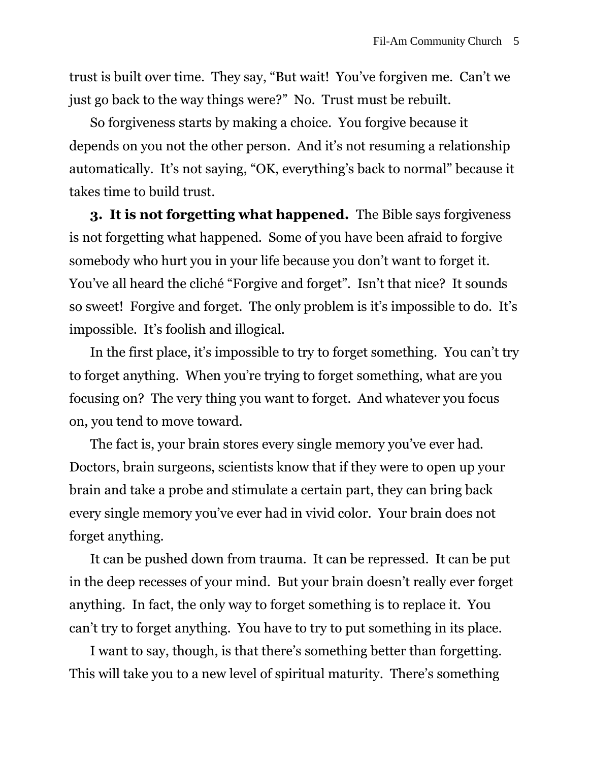trust is built over time. They say, "But wait! You've forgiven me. Can't we just go back to the way things were?" No. Trust must be rebuilt.

So forgiveness starts by making a choice. You forgive because it depends on you not the other person. And it's not resuming a relationship automatically. It's not saying, "OK, everything's back to normal" because it takes time to build trust.

**3. It is not forgetting what happened.** The Bible says forgiveness is not forgetting what happened. Some of you have been afraid to forgive somebody who hurt you in your life because you don't want to forget it. You've all heard the cliché "Forgive and forget". Isn't that nice? It sounds so sweet! Forgive and forget. The only problem is it's impossible to do. It's impossible. It's foolish and illogical.

In the first place, it's impossible to try to forget something. You can't try to forget anything. When you're trying to forget something, what are you focusing on? The very thing you want to forget. And whatever you focus on, you tend to move toward.

The fact is, your brain stores every single memory you've ever had. Doctors, brain surgeons, scientists know that if they were to open up your brain and take a probe and stimulate a certain part, they can bring back every single memory you've ever had in vivid color. Your brain does not forget anything.

It can be pushed down from trauma. It can be repressed. It can be put in the deep recesses of your mind. But your brain doesn't really ever forget anything. In fact, the only way to forget something is to replace it. You can't try to forget anything. You have to try to put something in its place.

I want to say, though, is that there's something better than forgetting. This will take you to a new level of spiritual maturity. There's something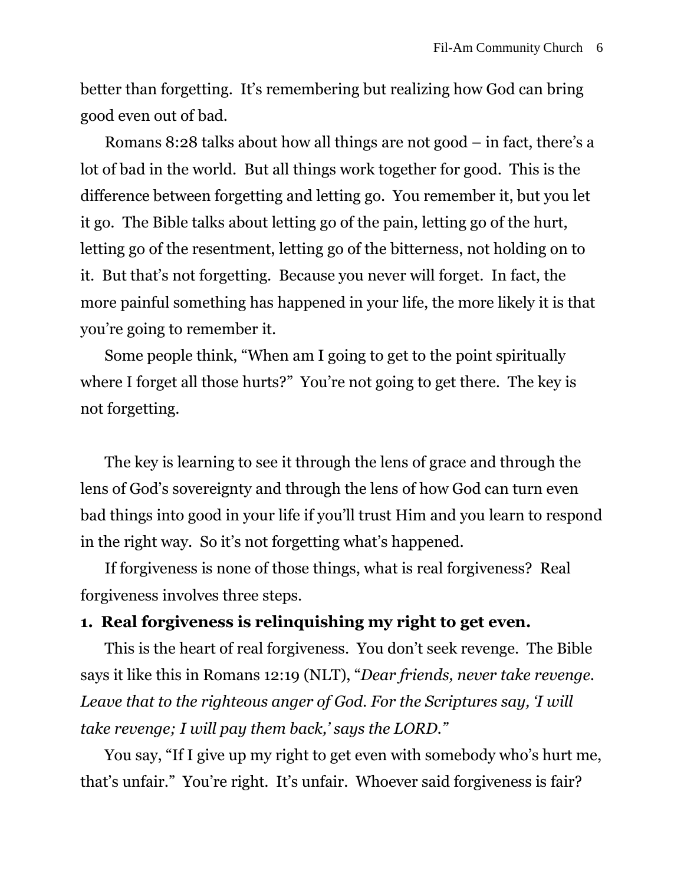better than forgetting. It's remembering but realizing how God can bring good even out of bad.

Romans 8:28 talks about how all things are not good – in fact, there's a lot of bad in the world. But all things work together for good. This is the difference between forgetting and letting go. You remember it, but you let it go. The Bible talks about letting go of the pain, letting go of the hurt, letting go of the resentment, letting go of the bitterness, not holding on to it. But that's not forgetting. Because you never will forget. In fact, the more painful something has happened in your life, the more likely it is that you're going to remember it.

Some people think, "When am I going to get to the point spiritually where I forget all those hurts?" You're not going to get there. The key is not forgetting.

The key is learning to see it through the lens of grace and through the lens of God's sovereignty and through the lens of how God can turn even bad things into good in your life if you'll trust Him and you learn to respond in the right way. So it's not forgetting what's happened.

If forgiveness is none of those things, what is real forgiveness? Real forgiveness involves three steps.

**1. Real forgiveness is relinquishing my right to get even.**

This is the heart of real forgiveness. You don't seek revenge. The Bible says it like this in Romans 12:19 (NLT), "*Dear friends, never take revenge. Leave that to the righteous anger of God. For the Scriptures say, 'I will take revenge; I will pay them back,' says the LORD."*

You say, "If I give up my right to get even with somebody who's hurt me, that's unfair." You're right. It's unfair. Whoever said forgiveness is fair?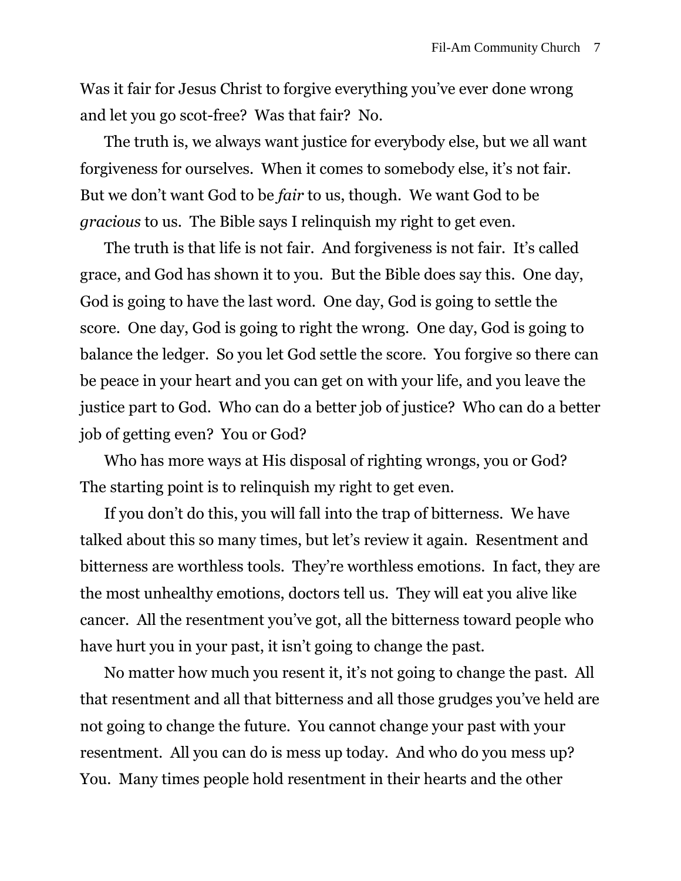Was it fair for Jesus Christ to forgive everything you've ever done wrong and let you go scot-free? Was that fair? No.

The truth is, we always want justice for everybody else, but we all want forgiveness for ourselves. When it comes to somebody else, it's not fair. But we don't want God to be *fair* to us, though. We want God to be *gracious* to us. The Bible says I relinquish my right to get even.

The truth is that life is not fair. And forgiveness is not fair. It's called grace, and God has shown it to you. But the Bible does say this. One day, God is going to have the last word. One day, God is going to settle the score. One day, God is going to right the wrong. One day, God is going to balance the ledger. So you let God settle the score. You forgive so there can be peace in your heart and you can get on with your life, and you leave the justice part to God. Who can do a better job of justice? Who can do a better job of getting even? You or God?

Who has more ways at His disposal of righting wrongs, you or God? The starting point is to relinquish my right to get even.

If you don't do this, you will fall into the trap of bitterness. We have talked about this so many times, but let's review it again. Resentment and bitterness are worthless tools. They're worthless emotions. In fact, they are the most unhealthy emotions, doctors tell us. They will eat you alive like cancer. All the resentment you've got, all the bitterness toward people who have hurt you in your past, it isn't going to change the past.

No matter how much you resent it, it's not going to change the past. All that resentment and all that bitterness and all those grudges you've held are not going to change the future. You cannot change your past with your resentment. All you can do is mess up today. And who do you mess up? You. Many times people hold resentment in their hearts and the other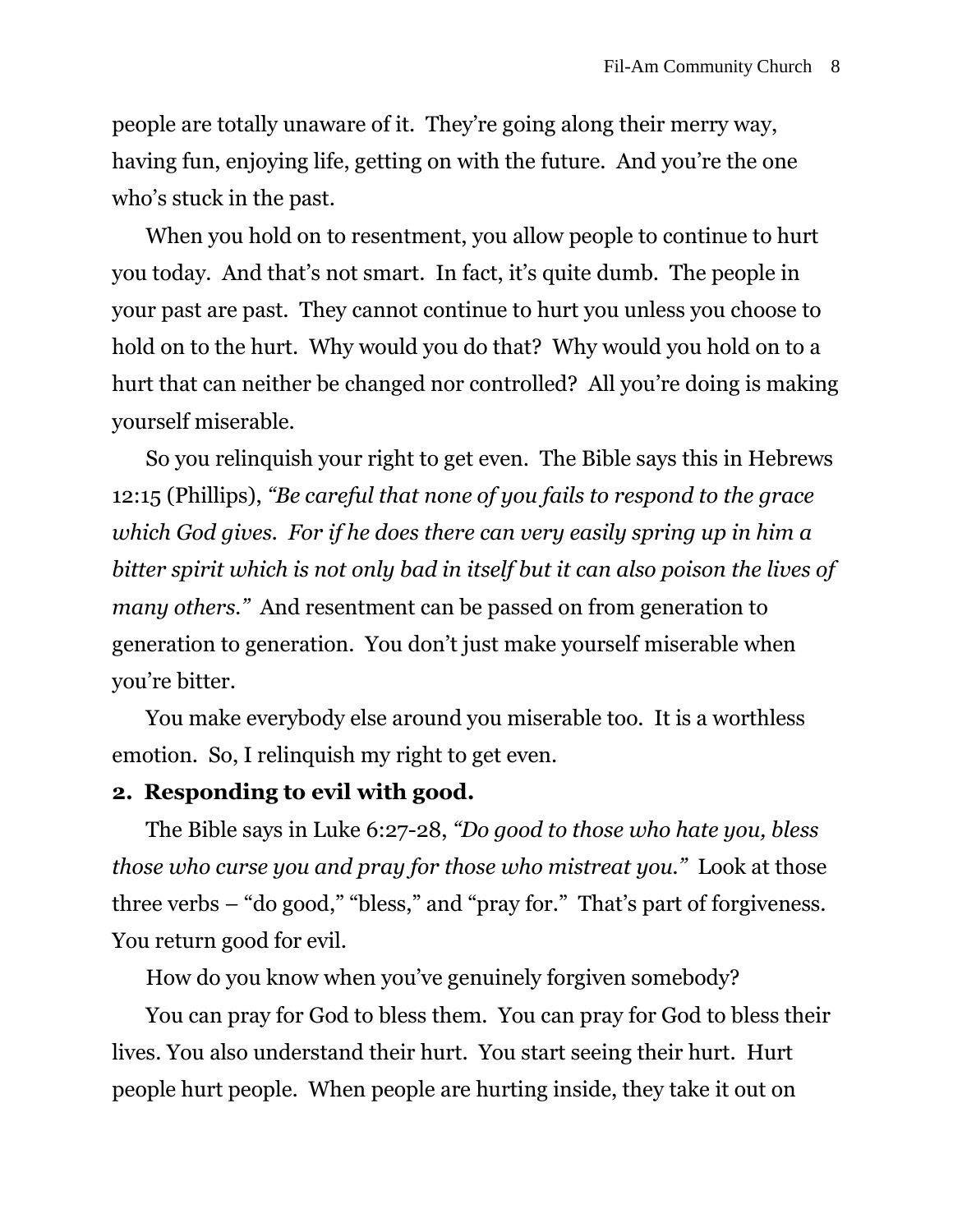people are totally unaware of it. They're going along their merry way, having fun, enjoying life, getting on with the future. And you're the one who's stuck in the past.

When you hold on to resentment, you allow people to continue to hurt you today. And that's not smart. In fact, it's quite dumb. The people in your past are past. They cannot continue to hurt you unless you choose to hold on to the hurt. Why would you do that? Why would you hold on to a hurt that can neither be changed nor controlled? All you're doing is making yourself miserable.

So you relinquish your right to get even. The Bible says this in Hebrews 12:15 (Phillips), *"Be careful that none of you fails to respond to the grace which God gives. For if he does there can very easily spring up in him a bitter spirit which is not only bad in itself but it can also poison the lives of many others."* And resentment can be passed on from generation to generation to generation. You don't just make yourself miserable when you're bitter.

You make everybody else around you miserable too. It is a worthless emotion. So, I relinquish my right to get even.

**2. Responding to evil with good.**

The Bible says in Luke 6:27-28, *"Do good to those who hate you, bless those who curse you and pray for those who mistreat you."* Look at those three verbs – "do good," "bless," and "pray for." That's part of forgiveness. You return good for evil.

How do you know when you've genuinely forgiven somebody?

You can pray for God to bless them. You can pray for God to bless their lives. You also understand their hurt. You start seeing their hurt. Hurt people hurt people. When people are hurting inside, they take it out on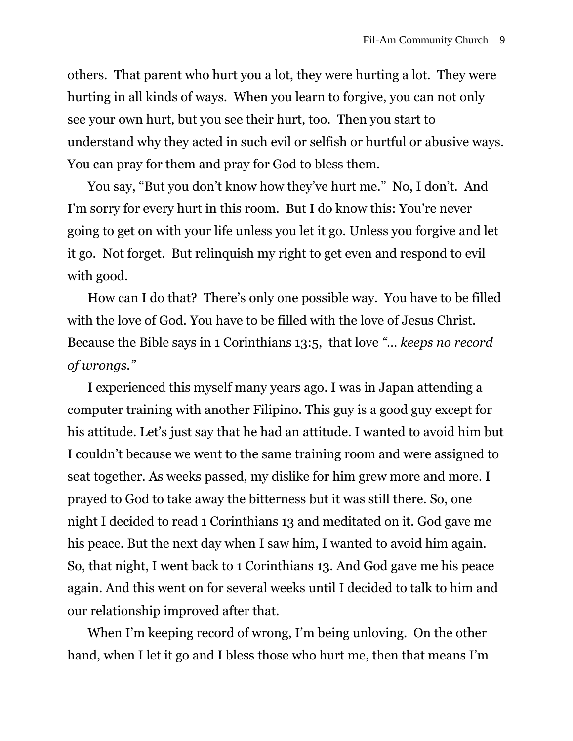others. That parent who hurt you a lot, they were hurting a lot. They were hurting in all kinds of ways. When you learn to forgive, you can not only see your own hurt, but you see their hurt, too. Then you start to understand why they acted in such evil or selfish or hurtful or abusive ways. You can pray for them and pray for God to bless them.

You say, "But you don't know how they've hurt me." No, I don't. And I'm sorry for every hurt in this room. But I do know this: You're never going to get on with your life unless you let it go. Unless you forgive and let it go. Not forget. But relinquish my right to get even and respond to evil with good.

How can I do that? There's only one possible way. You have to be filled with the love of God. You have to be filled with the love of Jesus Christ. Because the Bible says in 1 Corinthians 13:5, that love *"… keeps no record of wrongs."*

I experienced this myself many years ago. I was in Japan attending a computer training with another Filipino. This guy is a good guy except for his attitude. Let's just say that he had an attitude. I wanted to avoid him but I couldn't because we went to the same training room and were assigned to seat together. As weeks passed, my dislike for him grew more and more. I prayed to God to take away the bitterness but it was still there. So, one night I decided to read 1 Corinthians 13 and meditated on it. God gave me his peace. But the next day when I saw him, I wanted to avoid him again. So, that night, I went back to 1 Corinthians 13. And God gave me his peace again. And this went on for several weeks until I decided to talk to him and our relationship improved after that.

When I'm keeping record of wrong, I'm being unloving. On the other hand, when I let it go and I bless those who hurt me, then that means I'm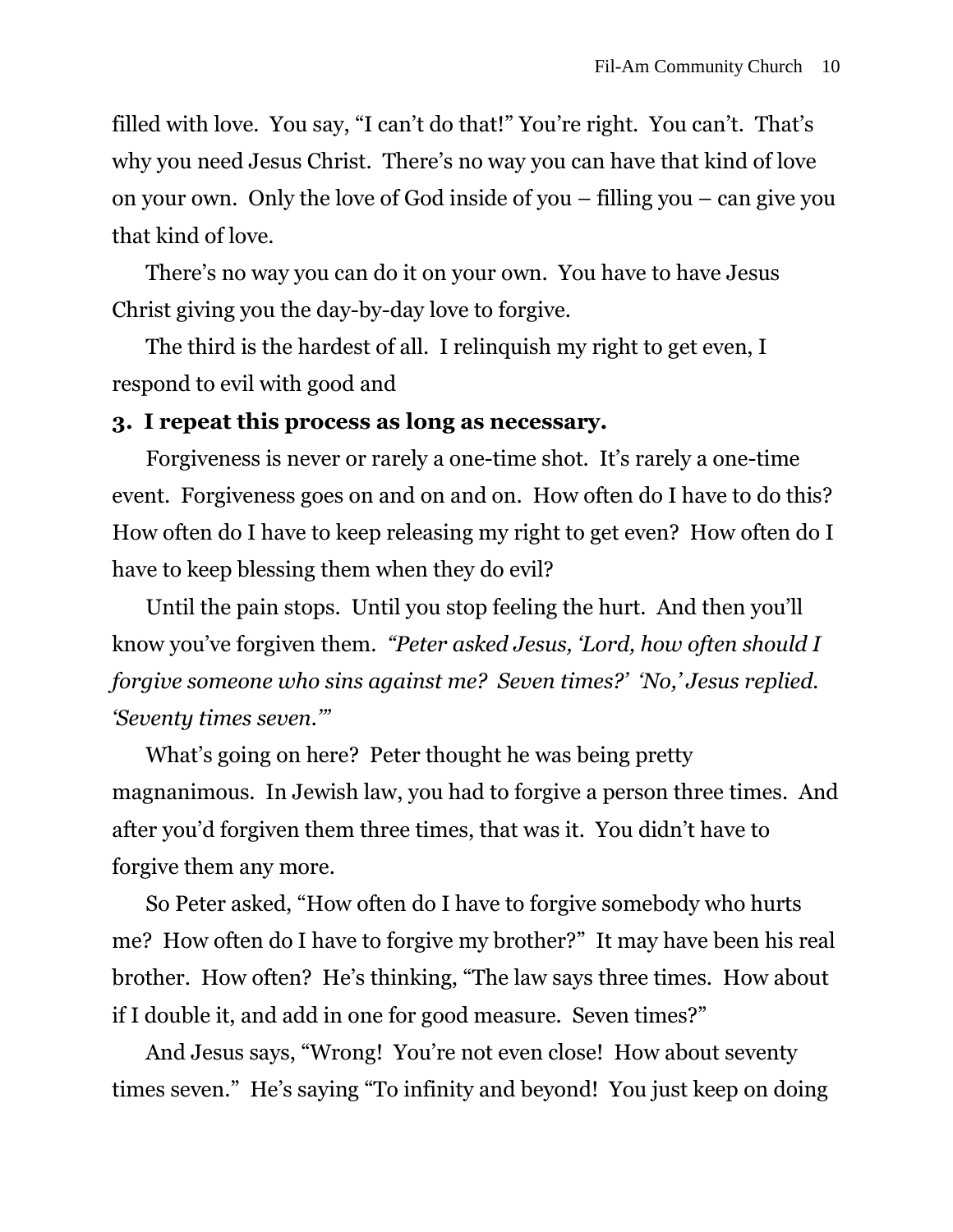filled with love. You say, “I can’t do that!” You’re right. You can’t. That’s why you need Jesus Christ. There’s no way you can have that kind of love on your own. Only the love of God inside of you – filling you – can give you that kind of love.

There’s no way you can do it on your own. You have to have Jesus Christ giving you the day-by-day love to forgive.

The third is the hardest of all. I relinquish my right to get even, I respond to evil with good and

**3. I repeat this process as long as necessary.**

Forgiveness is never or rarely a one-time shot. It’s rarely a one-time event. Forgiveness goes on and on and on. How often do I have to do this? How often do I have to keep releasing my right to get even? How often do I have to keep blessing them when they do evil?

Until the pain stops. Until you stop feeling the hurt. And then you’ll know you’ve forgiven them. *“Peter asked Jesus, ‘Lord, how often should I forgive someone who sins against me? Seven times?’ ‘No,’ Jesus replied. ‘Seventy times seven.’”*

What’s going on here? Peter thought he was being pretty magnanimous. In Jewish law, you had to forgive a person three times. And after you’d forgiven them three times, that was it. You didn’t have to forgive them any more.

So Peter asked, “How often do I have to forgive somebody who hurts me? How often do I have to forgive my brother?” It may have been his real brother. How often? He’s thinking, “The law says three times. How about if I double it, and add in one for good measure. Seven times?”

And Jesus says, “Wrong! You’re not even close! How about seventy times seven.” He’s saying “To infinity and beyond! You just keep on doing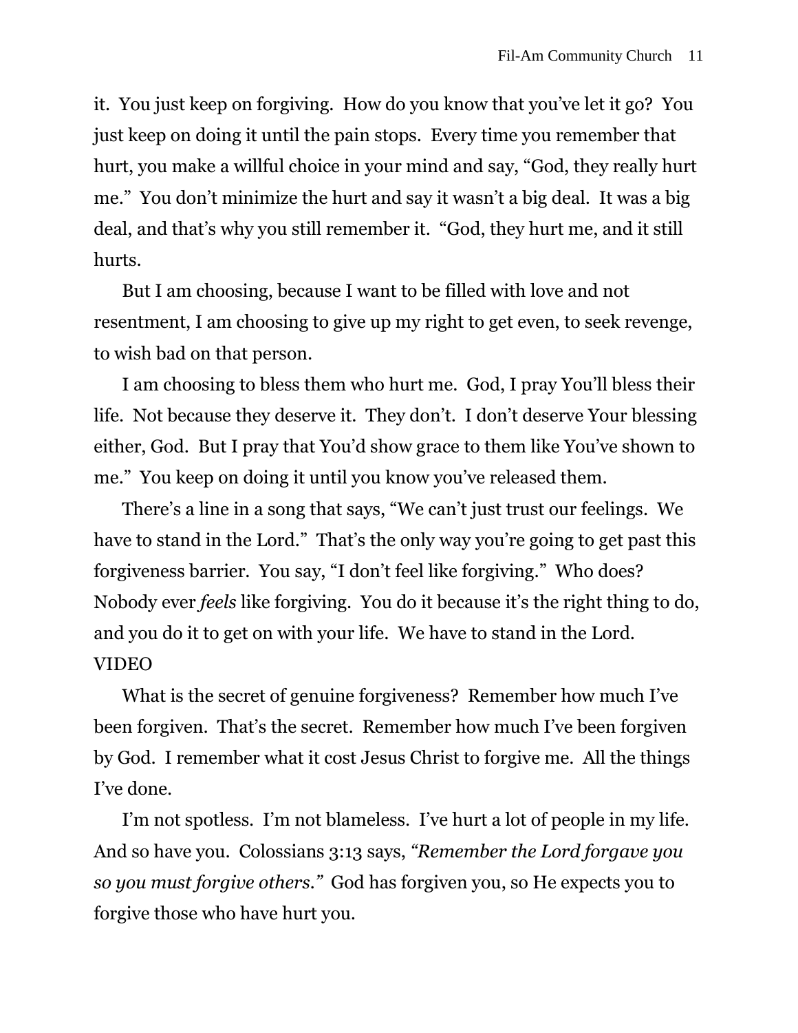it. You just keep on forgiving. How do you know that you've let it go? You just keep on doing it until the pain stops. Every time you remember that hurt, you make a willful choice in your mind and say, "God, they really hurt me." You don't minimize the hurt and say it wasn't a big deal. It was a big deal, and that's why you still remember it. "God, they hurt me, and it still hurts.

But I am choosing, because I want to be filled with love and not resentment, I am choosing to give up my right to get even, to seek revenge, to wish bad on that person.

I am choosing to bless them who hurt me. God, I pray You'll bless their life. Not because they deserve it. They don't. I don't deserve Your blessing either, God. But I pray that You'd show grace to them like You've shown to me." You keep on doing it until you know you've released them.

There's a line in a song that says, "We can't just trust our feelings. We have to stand in the Lord." That's the only way you're going to get past this forgiveness barrier. You say, "I don't feel like forgiving." Who does? Nobody ever *feels* like forgiving. You do it because it's the right thing to do, and you do it to get on with your life. We have to stand in the Lord.
VIDEO

What is the secret of genuine forgiveness? Remember how much I've been forgiven. That's the secret. Remember how much I've been forgiven by God. I remember what it cost Jesus Christ to forgive me. All the things I've done.

I'm not spotless. I'm not blameless. I've hurt a lot of people in my life. And so have you. Colossians 3:13 says, *"Remember the Lord forgave you so you must forgive others."* God has forgiven you, so He expects you to forgive those who have hurt you.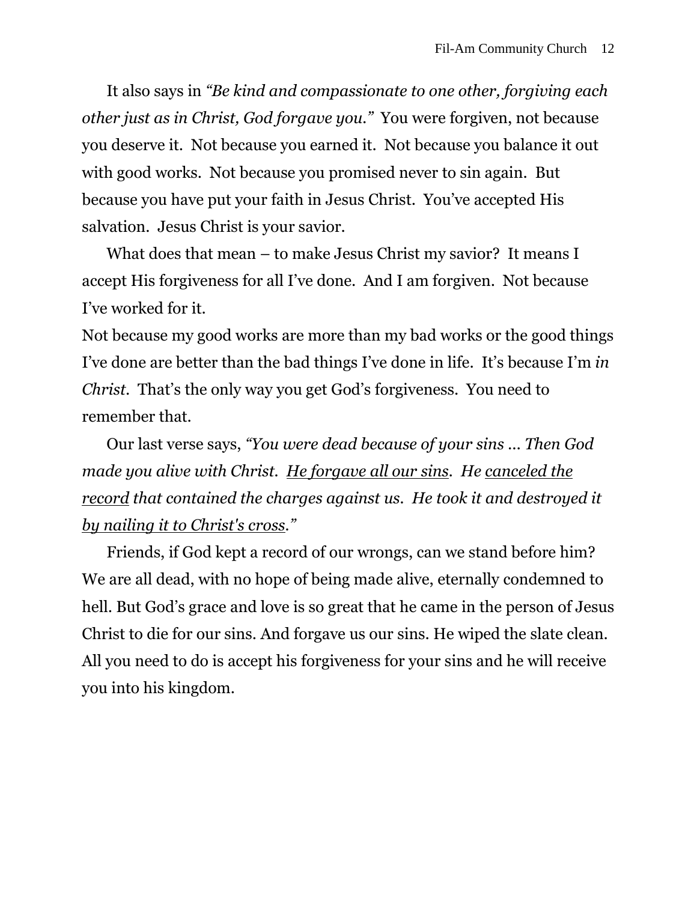It also says in *"Be kind and compassionate to one other, forgiving each other just as in Christ, God forgave you."* You were forgiven, not because you deserve it. Not because you earned it. Not because you balance it out with good works. Not because you promised never to sin again. But because you have put your faith in Jesus Christ. You've accepted His salvation. Jesus Christ is your savior.

What does that mean – to make Jesus Christ my savior? It means I accept His forgiveness for all I've done. And I am forgiven. Not because I've worked for it.

Not because my good works are more than my bad works or the good things I've done are better than the bad things I've done in life. It's because I'm *in Christ*. That's the only way you get God's forgiveness. You need to remember that.

Our last verse says, *"You were dead because of your sins ... Then God made you alive with Christ. <u>He forgave all our sins</u>. He <u>canceled the record</u> that contained the charges against us. He took it and destroyed it <u>by nailing it to Christ's cross</u>."*

Friends, if God kept a record of our wrongs, can we stand before him? We are all dead, with no hope of being made alive, eternally condemned to hell. But God's grace and love is so great that he came in the person of Jesus Christ to die for our sins. And forgave us our sins. He wiped the slate clean. All you need to do is accept his forgiveness for your sins and he will receive you into his kingdom.